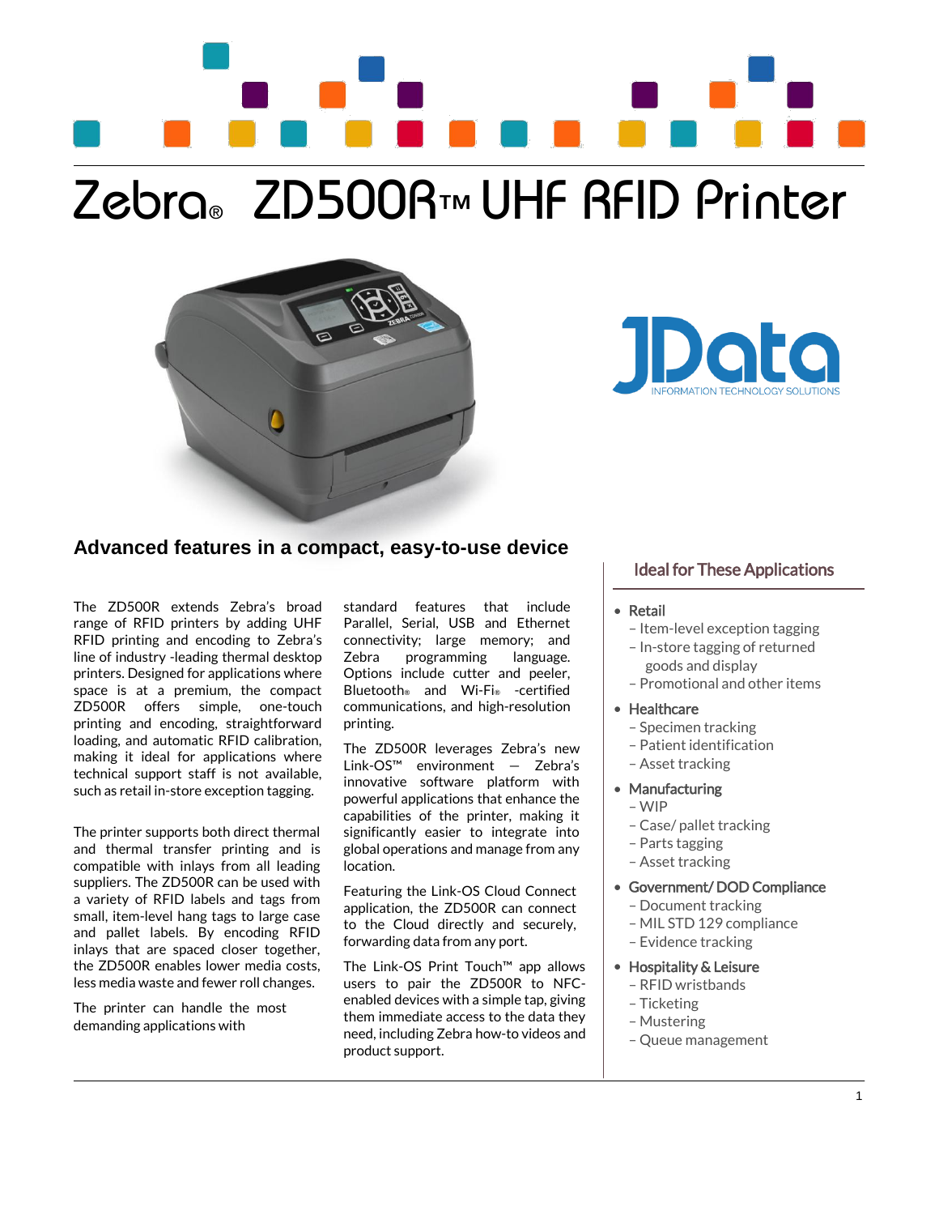# Zebra® ZD500R™ UHF RFID Printer

## Advanced features in a compact, easy-to-use device

The ZD500R extends Zebra's broad range of RFID printers by adding UHF RFID printing and encoding to Zebra's line of industry -leading thermal desktop printers. Designed for applications where space is at a premium, the compact ZD500R offers simple, one-touch printing and encoding, straightforward loading, and automatic RFID calibration, making it ideal for applications where technical support staff is not available, such as retail in-store exception tagging.

The printer supports both direct thermal and thermal transfer printing and is compatible with inlays from all leading suppliers. The ZD500R can be used with a variety of RFID labels and tags from small, item-level hang tags to large case and pallet labels. By encoding RFID inlays that are spaced closer together, the ZD500R enables lower media costs, less media waste and fewer roll changes.

The printer can handle the most demanding applications with standard features that include Parallel, Serial, USB and Ethernet connectivity; large memory; and Zebra programming language. Options include cutter and peeler, Bluetooth® and Wi-Fi® -certified communications, and high-resolution printing.

The ZD500R leverages Zebra's new Link-OS™ environment — Zebra's innovative software platform with powerful applications that enhance the capabilities of the printer, making it significantly easier to integrate into global operations and manage from any location.

Featuring the Link-OS Cloud Connect application, the ZD500R can connect to the Cloud directly and securely, forwarding data from any port.

The Link-OS Print Touch™ app allows users to pair the ZD500R to NFC-enabled devices with a simple tap, giving them immediate access to the data they need, including Zebra how-to videos and product support.

### Ideal for These Applications

- Retail
  - Item-level exception tagging
  - In-store tagging of returned goods and display
  - Promotional and other items
- Healthcare
  - Specimen tracking
  - Patient identification
  - Asset tracking
- Manufacturing
  - WIP
  - Case/ pallet tracking
  - Parts tagging
  - Asset tracking
- Government/ DOD Compliance
  - Document tracking
  - MIL STD 129 compliance
  - Evidence tracking
- Hospitality & Leisure
  - RFID wristbands
  - Ticketing
  - Mustering
  - Queue management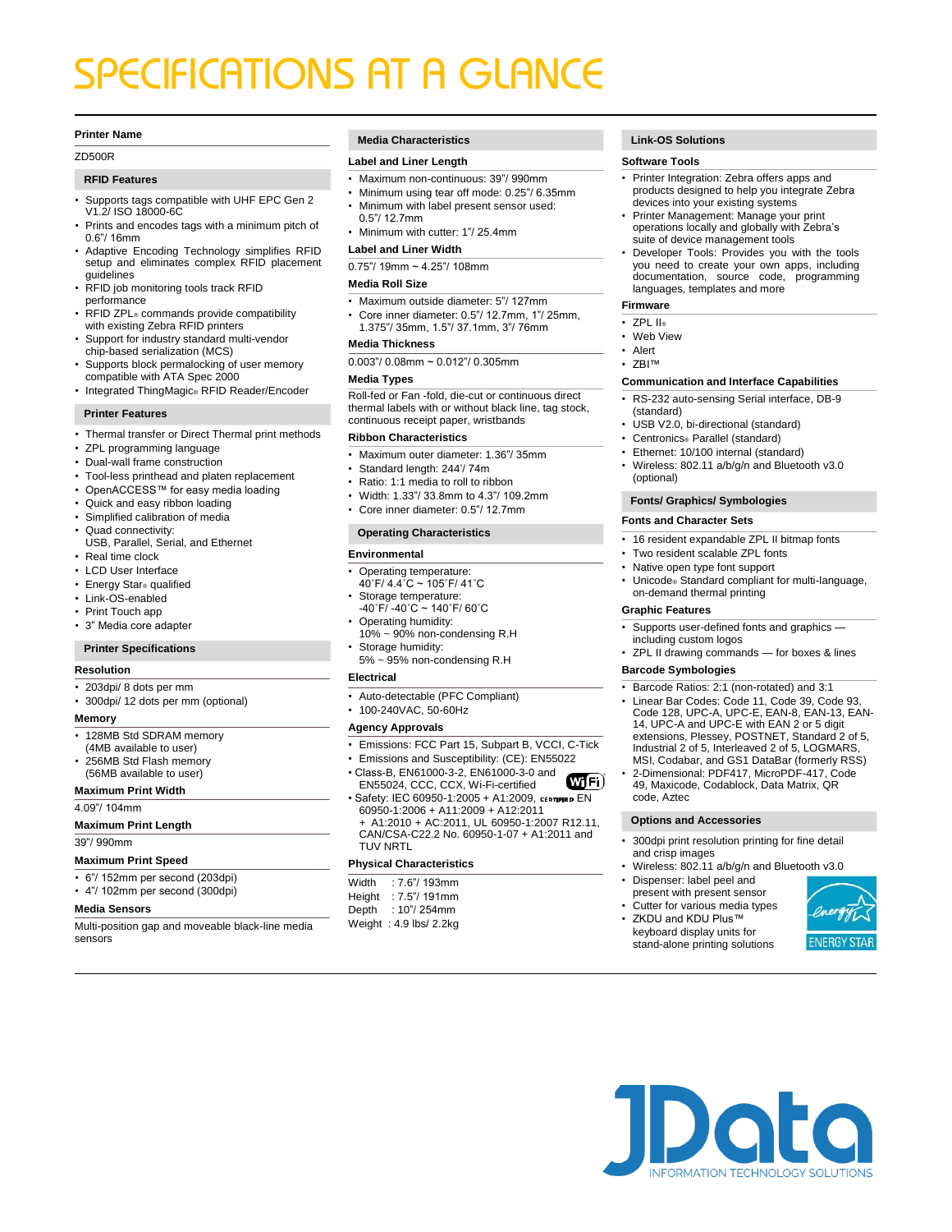# SPECIFICATIONS AT A GLANCE

**Printer Name**

ZD500R

## RFID Features

- Supports tags compatible with UHF EPC Gen 2 V1.2/ ISO 18000-6C
- Prints and encodes tags with a minimum pitch of 0.6"/ 16mm
- Adaptive Encoding Technology simplifies RFID setup and eliminates complex RFID placement guidelines
- RFID job monitoring tools track RFID performance
- RFID ZPL® commands provide compatibility with existing Zebra RFID printers
- Support for industry standard multi-vendor chip-based serialization (MCS)
- Supports block permalocking of user memory compatible with ATA Spec 2000
- Integrated ThingMagic® RFID Reader/Encoder

## Printer Features

- Thermal transfer or Direct Thermal print methods
- ZPL programming language
- Dual-wall frame construction
- Tool-less printhead and platen replacement
- OpenACCESS™ for easy media loading
- Quick and easy ribbon loading
- Simplified calibration of media
- Quad connectivity: USB, Parallel, Serial, and Ethernet
- Real time clock
- LCD User Interface
- Energy Star® qualified
- Link-OS-enabled
- Print Touch app
- 3" Media core adapter

## Printer Specifications

**Resolution**

- 203dpi/ 8 dots per mm
- 300dpi/ 12 dots per mm (optional)

**Memory**

- 128MB Std SDRAM memory (4MB available to user)
- 256MB Std Flash memory (56MB available to user)

**Maximum Print Width**

4.09"/ 104mm

**Maximum Print Length**

39"/ 990mm

**Maximum Print Speed**

- 6"/ 152mm per second (203dpi)
- 4"/ 102mm per second (300dpi)

**Media Sensors**

Multi-position gap and moveable black-line media sensors

## Media Characteristics

**Label and Liner Length**

- Maximum non-continuous: 39"/ 990mm
- Minimum using tear off mode: 0.25"/ 6.35mm
- Minimum with label present sensor used: 0.5"/ 12.7mm
- Minimum with cutter: 1"/ 25.4mm

**Label and Liner Width**

0.75"/ 19mm ~ 4.25"/ 108mm

**Media Roll Size**

- Maximum outside diameter: 5"/ 127mm
- Core inner diameter: 0.5"/ 12.7mm, 1"/ 25mm, 1.375"/ 35mm, 1.5"/ 37.1mm, 3"/ 76mm

**Media Thickness**

0.003"/ 0.08mm ~ 0.012"/ 0.305mm

**Media Types**

Roll-fed or Fan -fold, die-cut or continuous direct thermal labels with or without black line, tag stock, continuous receipt paper, wristbands

**Ribbon Characteristics**

- Maximum outer diameter: 1.36"/ 35mm
- Standard length: 244'/ 74m
- Ratio: 1:1 media to roll to ribbon
- Width: 1.33"/ 33.8mm to 4.3"/ 109.2mm
- Core inner diameter: 0.5"/ 12.7mm

## Operating Characteristics

**Environmental**

- Operating temperature: 40˚F/ 4.4˚C ~ 105˚F/ 41˚C
- Storage temperature: -40˚F/ -40˚C ~ 140˚F/ 60˚C
- Operating humidity: 10% ~ 90% non-condensing R.H
- Storage humidity: 5% ~ 95% non-condensing R.H

**Electrical**

- Auto-detectable (PFC Compliant)
- 100-240VAC, 50-60Hz

**Agency Approvals**

- Emissions: FCC Part 15, Subpart B, VCCI, C-Tick
- Emissions and Susceptibility: (CE): EN55022
- Class-B, EN61000-3-2, EN61000-3-0 and EN55024, CCC, CCC, Wi-Fi-certified
- Safety: IEC 60950-1:2005 + A1:2009, EN 60950-1:2006 + A11:2009 + A12:2011 + A1:2010 + AC:2011, UL 60950-1:2007 R12.11, CAN/CSA-C22.2 No. 60950-1-07 + A1:2011 and TUV NRTL

**Physical Characteristics**

Width : 7.6"/ 193mm
Height : 7.5"/ 191mm
Depth : 10"/ 254mm
Weight : 4.9 lbs/ 2.2kg

## Link-OS Solutions

**Software Tools**

- Printer Integration: Zebra offers apps and products designed to help you integrate Zebra devices into your existing systems
- Printer Management: Manage your print operations locally and globally with Zebra's suite of device management tools
- Developer Tools: Provides you with the tools you need to create your own apps, including documentation, source code, programming languages, templates and more

**Firmware**

- ZPL II®
- Web View
- Alert
- ZBI™

**Communication and Interface Capabilities**

- RS-232 auto-sensing Serial interface, DB-9 (standard)
- USB V2.0, bi-directional (standard)
- Centronics® Parallel (standard)
- Ethernet: 10/100 internal (standard)
- Wireless: 802.11 a/b/g/n and Bluetooth v3.0 (optional)

## Fonts/ Graphics/ Symbologies

**Fonts and Character Sets**

- 16 resident expandable ZPL II bitmap fonts
- Two resident scalable ZPL fonts
- Native open type font support
- Unicode® Standard compliant for multi-language, on-demand thermal printing

**Graphic Features**

- Supports user-defined fonts and graphics — including custom logos
- ZPL II drawing commands — for boxes & lines

**Barcode Symbologies**

- Barcode Ratios: 2:1 (non-rotated) and 3:1
- Linear Bar Codes: Code 11, Code 39, Code 93, Code 128, UPC-A, UPC-E, EAN-8, EAN-13, EAN-14, UPC-A and UPC-E with EAN 2 or 5 digit extensions, Plessey, POSTNET, Standard 2 of 5, Industrial 2 of 5, Interleaved 2 of 5, LOGMARS, MSI, Codabar, and GS1 DataBar (formerly RSS)
- 2-Dimensional: PDF417, MicroPDF-417, Code 49, Maxicode, Codablock, Data Matrix, QR code, Aztec

## Options and Accessories

- 300dpi print resolution printing for fine detail and crisp images
- Wireless: 802.11 a/b/g/n and Bluetooth v3.0
- Dispenser: label peel and present with present sensor
- Cutter for various media types
- ZKDU and KDU Plus™ keyboard display units for stand-alone printing solutions

JData INFORMATION TECHNOLOGY SOLUTIONS